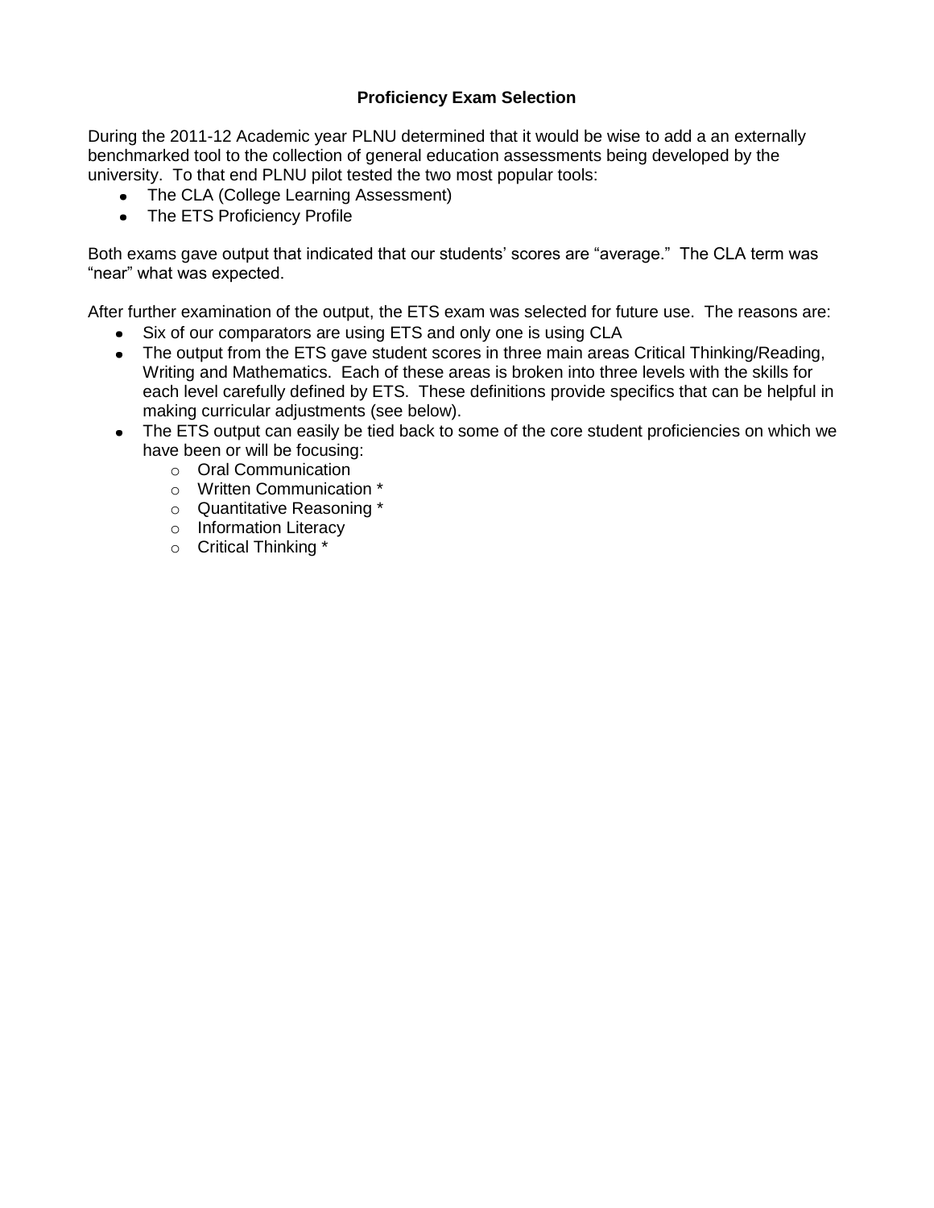## Proficiency Exam Selection

During the 2011-12 Academic year PLNU determined that it would be wise to add a an externally benchmarked tool to the collection of general education assessments being developed by the university. To that end PLNU pilot tested the two most popular tools:

- The CLA (College Learning Assessment)
- The ETS Proficiency Profile

Both exams gave output that indicated that our students' scores are "average." The CLA term was "near" what was expected.

After further examination of the output, the ETS exam was selected for future use. The reasons are:

- Six of our comparators are using ETS and only one is using CLA
- The output from the ETS gave student scores in three main areas Critical Thinking/Reading, Writing and Mathematics. Each of these areas is broken into three levels with the skills for each level carefully defined by ETS. These definitions provide specifics that can be helpful in making curricular adjustments (see below).
- The ETS output can easily be tied back to some of the core student proficiencies on which we have been or will be focusing:
  - Oral Communication
  - Written Communication *
  - Quantitative Reasoning *
  - Information Literacy
  - Critical Thinking *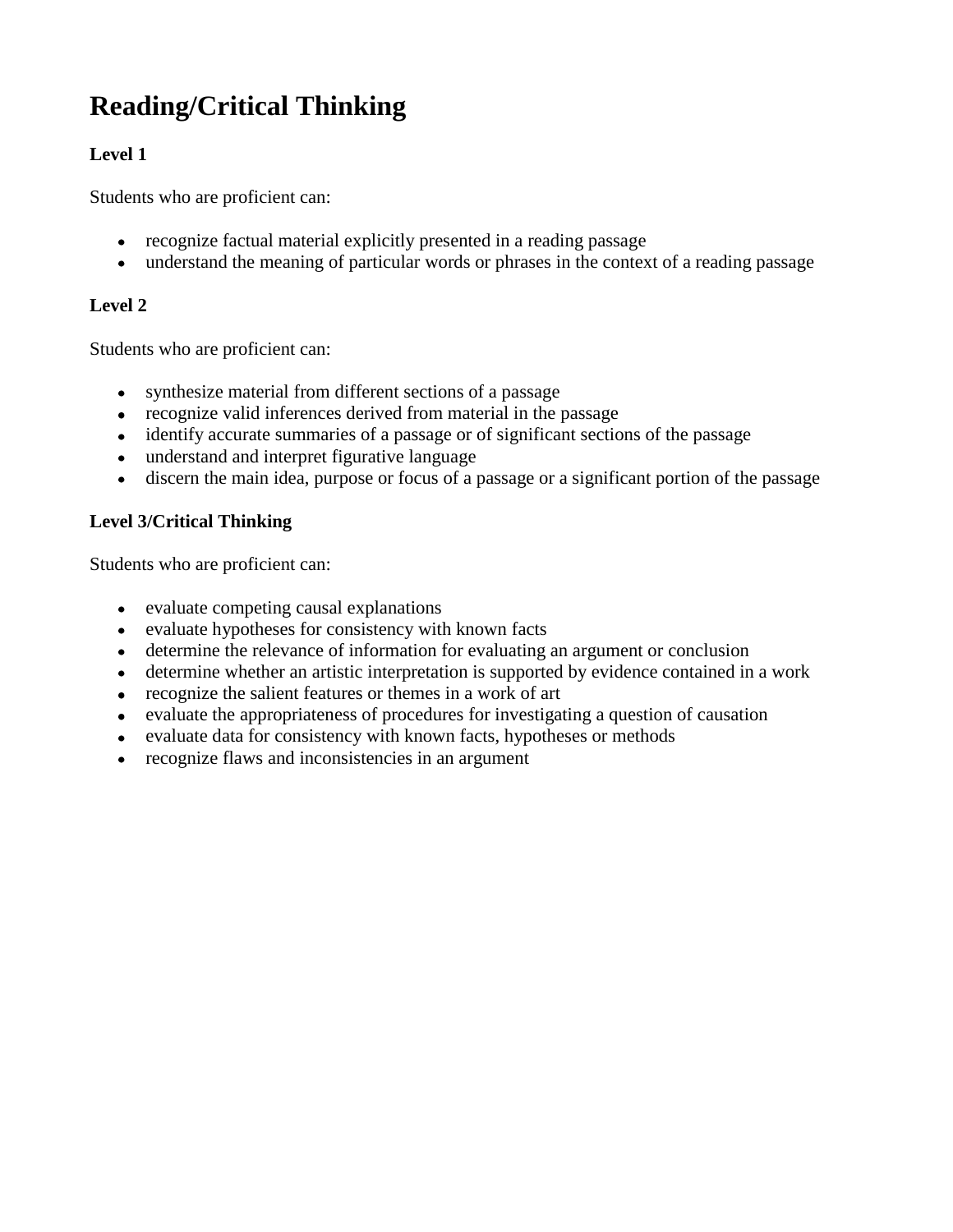# Reading/Critical Thinking

### Level 1

Students who are proficient can:

- recognize factual material explicitly presented in a reading passage
- understand the meaning of particular words or phrases in the context of a reading passage

### Level 2

Students who are proficient can:

- synthesize material from different sections of a passage
- recognize valid inferences derived from material in the passage
- identify accurate summaries of a passage or of significant sections of the passage
- understand and interpret figurative language
- discern the main idea, purpose or focus of a passage or a significant portion of the passage

### Level 3/Critical Thinking

Students who are proficient can:

- evaluate competing causal explanations
- evaluate hypotheses for consistency with known facts
- determine the relevance of information for evaluating an argument or conclusion
- determine whether an artistic interpretation is supported by evidence contained in a work
- recognize the salient features or themes in a work of art
- evaluate the appropriateness of procedures for investigating a question of causation
- evaluate data for consistency with known facts, hypotheses or methods
- recognize flaws and inconsistencies in an argument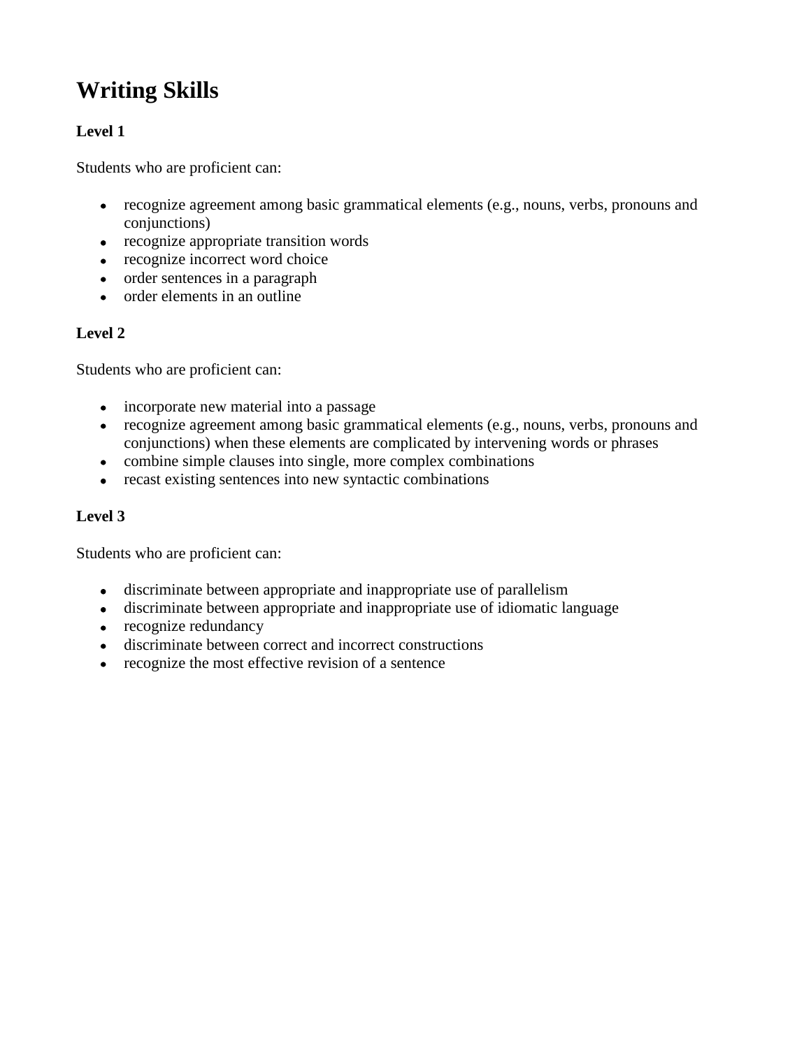# Writing Skills

**Level 1**

Students who are proficient can:

- recognize agreement among basic grammatical elements (e.g., nouns, verbs, pronouns and conjunctions)
- recognize appropriate transition words
- recognize incorrect word choice
- order sentences in a paragraph
- order elements in an outline

**Level 2**

Students who are proficient can:

- incorporate new material into a passage
- recognize agreement among basic grammatical elements (e.g., nouns, verbs, pronouns and conjunctions) when these elements are complicated by intervening words or phrases
- combine simple clauses into single, more complex combinations
- recast existing sentences into new syntactic combinations

**Level 3**

Students who are proficient can:

- discriminate between appropriate and inappropriate use of parallelism
- discriminate between appropriate and inappropriate use of idiomatic language
- recognize redundancy
- discriminate between correct and incorrect constructions
- recognize the most effective revision of a sentence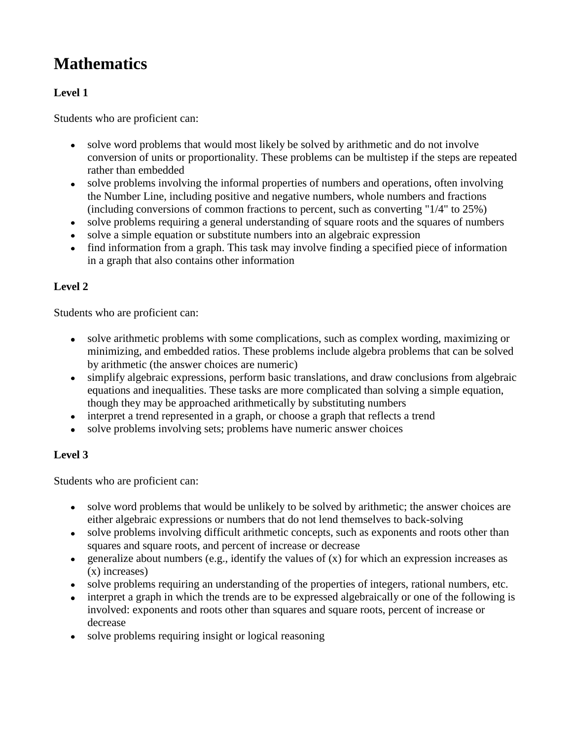# Mathematics

**Level 1**

Students who are proficient can:

- solve word problems that would most likely be solved by arithmetic and do not involve conversion of units or proportionality. These problems can be multistep if the steps are repeated rather than embedded
- solve problems involving the informal properties of numbers and operations, often involving the Number Line, including positive and negative numbers, whole numbers and fractions (including conversions of common fractions to percent, such as converting "1/4" to 25%)
- solve problems requiring a general understanding of square roots and the squares of numbers
- solve a simple equation or substitute numbers into an algebraic expression
- find information from a graph. This task may involve finding a specified piece of information in a graph that also contains other information

**Level 2**

Students who are proficient can:

- solve arithmetic problems with some complications, such as complex wording, maximizing or minimizing, and embedded ratios. These problems include algebra problems that can be solved by arithmetic (the answer choices are numeric)
- simplify algebraic expressions, perform basic translations, and draw conclusions from algebraic equations and inequalities. These tasks are more complicated than solving a simple equation, though they may be approached arithmetically by substituting numbers
- interpret a trend represented in a graph, or choose a graph that reflects a trend
- solve problems involving sets; problems have numeric answer choices

**Level 3**

Students who are proficient can:

- solve word problems that would be unlikely to be solved by arithmetic; the answer choices are either algebraic expressions or numbers that do not lend themselves to back-solving
- solve problems involving difficult arithmetic concepts, such as exponents and roots other than squares and square roots, and percent of increase or decrease
- generalize about numbers (e.g., identify the values of (x) for which an expression increases as (x) increases)
- solve problems requiring an understanding of the properties of integers, rational numbers, etc.
- interpret a graph in which the trends are to be expressed algebraically or one of the following is involved: exponents and roots other than squares and square roots, percent of increase or decrease
- solve problems requiring insight or logical reasoning